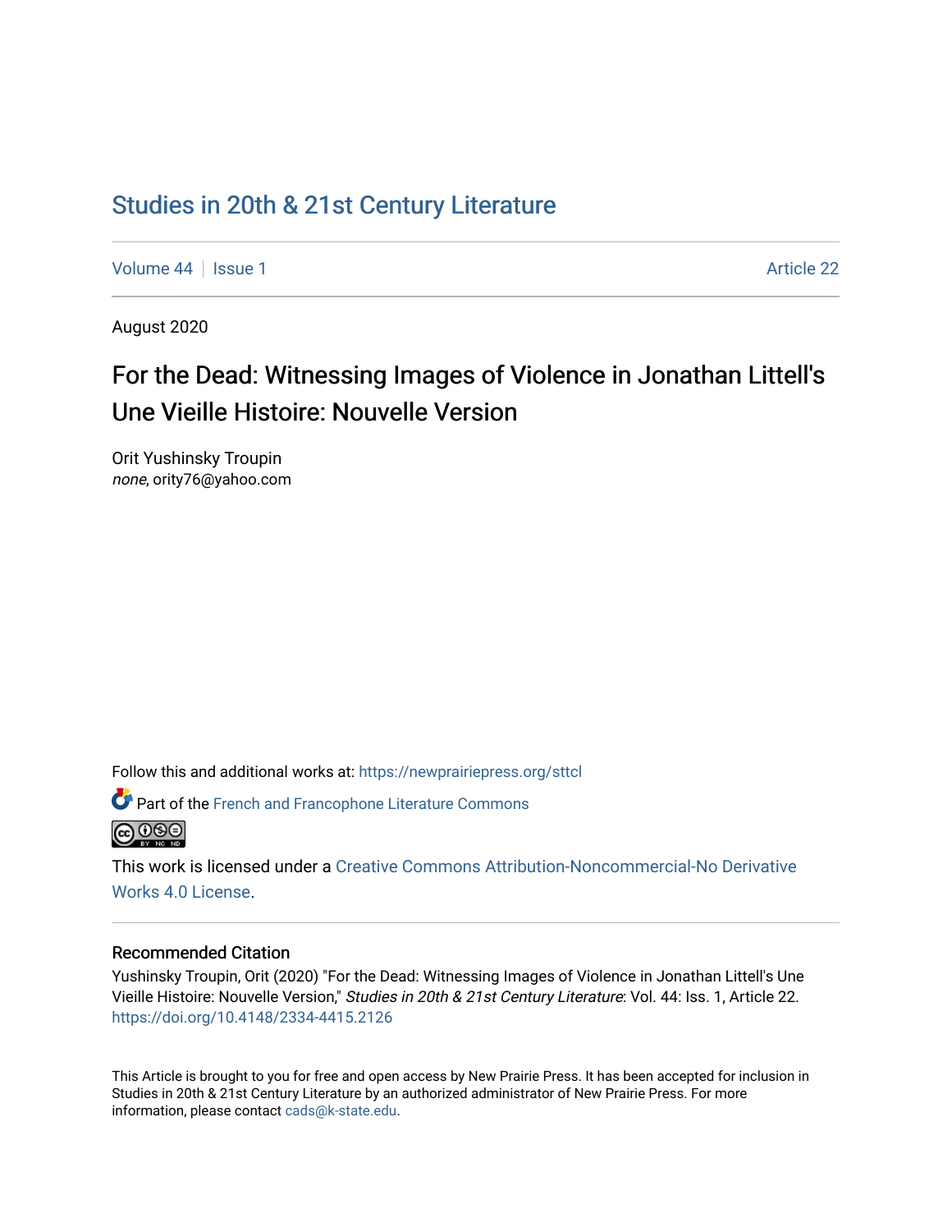# Studies in 20th & 21st Century Literature

Volume 44 | Issue 1 | Article 22

August 2020

## For the Dead: Witnessing Images of Violence in Jonathan Littell's Une Vieille Histoire: Nouvelle Version

Orit Yushinsky Troupin
*none*, ority76@yahoo.com

Follow this and additional works at: https://newprairiepress.org/sttcl

Part of the French and Francophone Literature Commons

This work is licensed under a Creative Commons Attribution-Noncommercial-No Derivative Works 4.0 License.

### Recommended Citation

Yushinsky Troupin, Orit (2020) "For the Dead: Witnessing Images of Violence in Jonathan Littell's Une Vieille Histoire: Nouvelle Version," *Studies in 20th & 21st Century Literature*: Vol. 44: Iss. 1, Article 22. https://doi.org/10.4148/2334-4415.2126

This Article is brought to you for free and open access by New Prairie Press. It has been accepted for inclusion in Studies in 20th & 21st Century Literature by an authorized administrator of New Prairie Press. For more information, please contact cads@k-state.edu.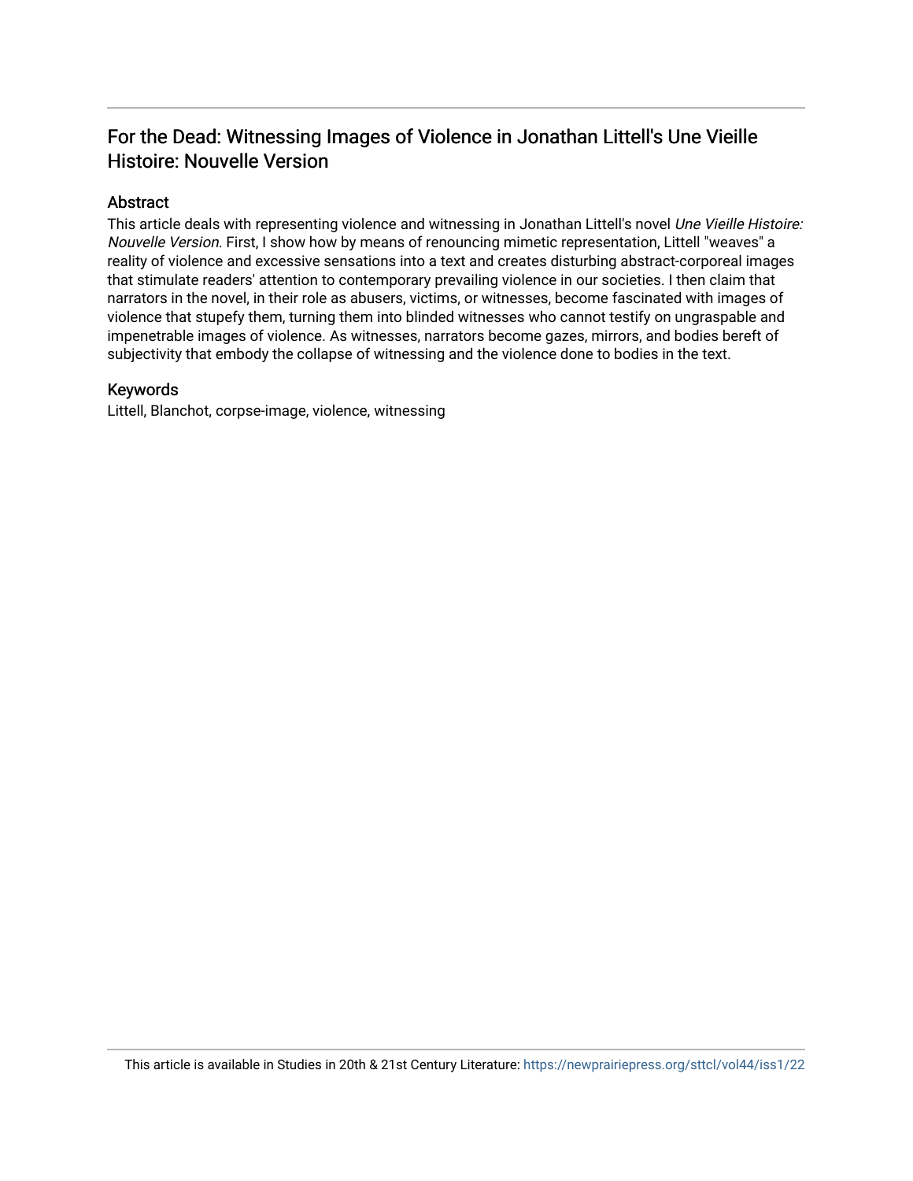## For the Dead: Witnessing Images of Violence in Jonathan Littell's Une Vieille Histoire: Nouvelle Version

### Abstract

This article deals with representing violence and witnessing in Jonathan Littell's novel *Une Vieille Histoire: Nouvelle Version*. First, I show how by means of renouncing mimetic representation, Littell "weaves" a reality of violence and excessive sensations into a text and creates disturbing abstract-corporeal images that stimulate readers' attention to contemporary prevailing violence in our societies. I then claim that narrators in the novel, in their role as abusers, victims, or witnesses, become fascinated with images of violence that stupefy them, turning them into blinded witnesses who cannot testify on ungraspable and impenetrable images of violence. As witnesses, narrators become gazes, mirrors, and bodies bereft of subjectivity that embody the collapse of witnessing and the violence done to bodies in the text.

### Keywords

Littell, Blanchot, corpse-image, violence, witnessing

This article is available in Studies in 20th & 21st Century Literature: https://newprairiepress.org/sttcl/vol44/iss1/22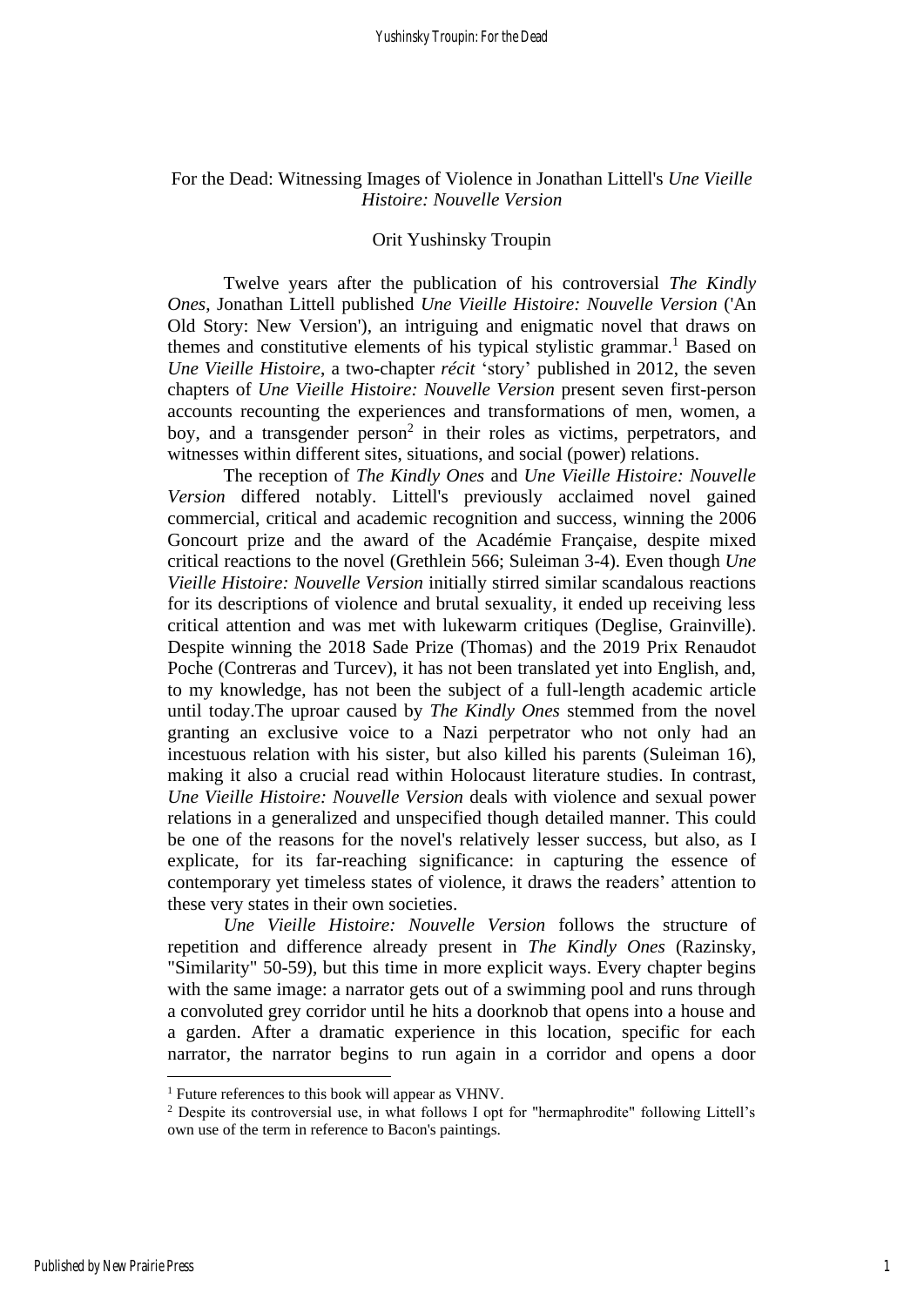For the Dead: Witnessing Images of Violence in Jonathan Littell's *Une Vieille Histoire: Nouvelle Version*

Orit Yushinsky Troupin

Twelve years after the publication of his controversial *The Kindly Ones*, Jonathan Littell published *Une Vieille Histoire: Nouvelle Version* ('An Old Story: New Version'), an intriguing and enigmatic novel that draws on themes and constitutive elements of his typical stylistic grammar.[1] Based on *Une Vieille Histoire*, a two-chapter *récit* 'story' published in 2012, the seven chapters of *Une Vieille Histoire: Nouvelle Version* present seven first-person accounts recounting the experiences and transformations of men, women, a boy, and a transgender person[2] in their roles as victims, perpetrators, and witnesses within different sites, situations, and social (power) relations.

The reception of *The Kindly Ones* and *Une Vieille Histoire: Nouvelle Version* differed notably. Littell's previously acclaimed novel gained commercial, critical and academic recognition and success, winning the 2006 Goncourt prize and the award of the Académie Française, despite mixed critical reactions to the novel (Grethlein 566; Suleiman 3-4). Even though *Une Vieille Histoire: Nouvelle Version* initially stirred similar scandalous reactions for its descriptions of violence and brutal sexuality, it ended up receiving less critical attention and was met with lukewarm critiques (Deglise, Grainville). Despite winning the 2018 Sade Prize (Thomas) and the 2019 Prix Renaudot Poche (Contreras and Turcev), it has not been translated yet into English, and, to my knowledge, has not been the subject of a full-length academic article until today.The uproar caused by *The Kindly Ones* stemmed from the novel granting an exclusive voice to a Nazi perpetrator who not only had an incestuous relation with his sister, but also killed his parents (Suleiman 16), making it also a crucial read within Holocaust literature studies. In contrast, *Une Vieille Histoire: Nouvelle Version* deals with violence and sexual power relations in a generalized and unspecified though detailed manner. This could be one of the reasons for the novel's relatively lesser success, but also, as I explicate, for its far-reaching significance: in capturing the essence of contemporary yet timeless states of violence, it draws the readers' attention to these very states in their own societies.

*Une Vieille Histoire: Nouvelle Version* follows the structure of repetition and difference already present in *The Kindly Ones* (Razinsky, "Similarity" 50-59), but this time in more explicit ways. Every chapter begins with the same image: a narrator gets out of a swimming pool and runs through a convoluted grey corridor until he hits a doorknob that opens into a house and a garden. After a dramatic experience in this location, specific for each narrator, the narrator begins to run again in a corridor and opens a door

[1] Future references to this book will appear as VHNV.

[2] Despite its controversial use, in what follows I opt for "hermaphrodite" following Littell's own use of the term in reference to Bacon's paintings.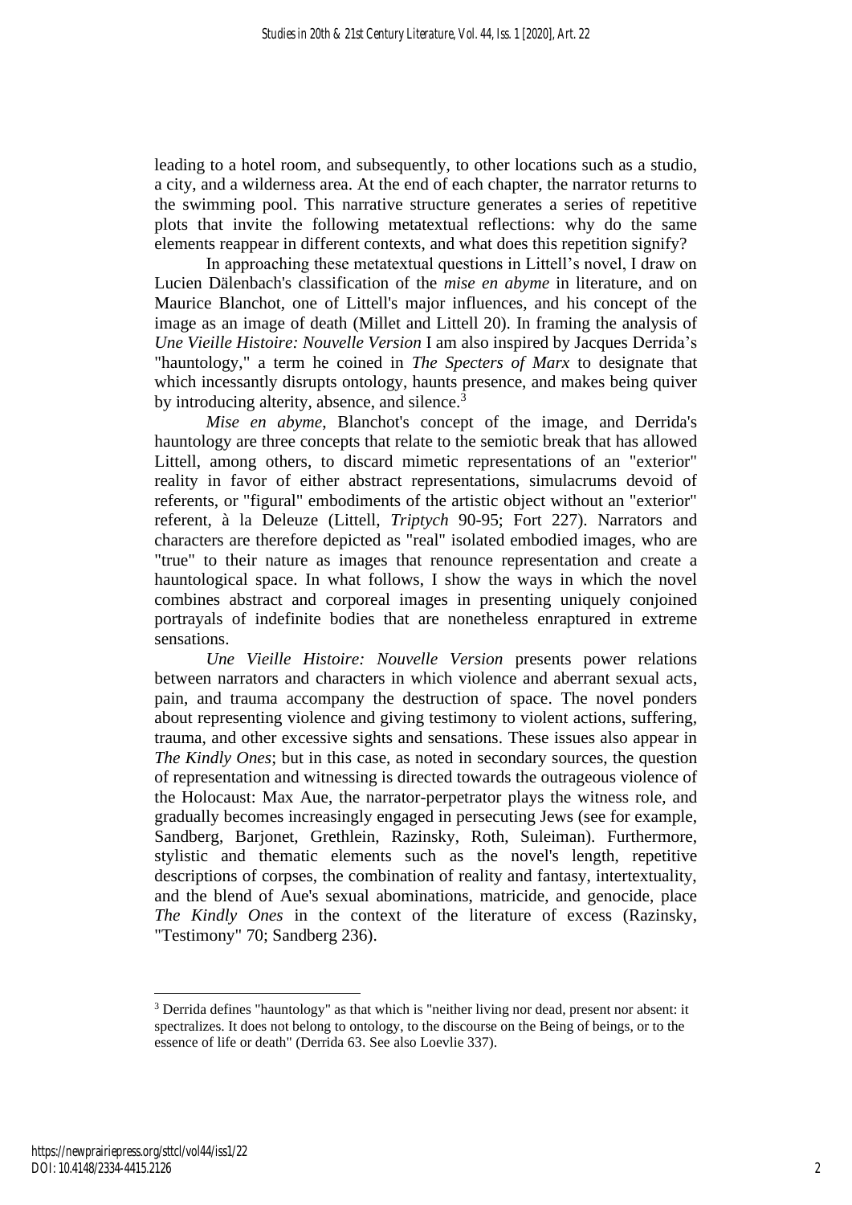leading to a hotel room, and subsequently, to other locations such as a studio, a city, and a wilderness area. At the end of each chapter, the narrator returns to the swimming pool. This narrative structure generates a series of repetitive plots that invite the following metatextual reflections: why do the same elements reappear in different contexts, and what does this repetition signify?

In approaching these metatextual questions in Littell's novel, I draw on Lucien Dälenbach's classification of the *mise en abyme* in literature, and on Maurice Blanchot, one of Littell's major influences, and his concept of the image as an image of death (Millet and Littell 20). In framing the analysis of *Une Vieille Histoire: Nouvelle Version* I am also inspired by Jacques Derrida's "hauntology," a term he coined in *The Specters of Marx* to designate that which incessantly disrupts ontology, haunts presence, and makes being quiver by introducing alterity, absence, and silence.[3]

*Mise en abyme*, Blanchot's concept of the image, and Derrida's hauntology are three concepts that relate to the semiotic break that has allowed Littell, among others, to discard mimetic representations of an "exterior" reality in favor of either abstract representations, simulacrums devoid of referents, or "figural" embodiments of the artistic object without an "exterior" referent, à la Deleuze (Littell, *Triptych* 90-95; Fort 227). Narrators and characters are therefore depicted as "real" isolated embodied images, who are "true" to their nature as images that renounce representation and create a hauntological space. In what follows, I show the ways in which the novel combines abstract and corporeal images in presenting uniquely conjoined portrayals of indefinite bodies that are nonetheless enraptured in extreme sensations.

*Une Vieille Histoire: Nouvelle Version* presents power relations between narrators and characters in which violence and aberrant sexual acts, pain, and trauma accompany the destruction of space. The novel ponders about representing violence and giving testimony to violent actions, suffering, trauma, and other excessive sights and sensations. These issues also appear in *The Kindly Ones*; but in this case, as noted in secondary sources, the question of representation and witnessing is directed towards the outrageous violence of the Holocaust: Max Aue, the narrator-perpetrator plays the witness role, and gradually becomes increasingly engaged in persecuting Jews (see for example, Sandberg, Barjonet, Grethlein, Razinsky, Roth, Suleiman). Furthermore, stylistic and thematic elements such as the novel's length, repetitive descriptions of corpses, the combination of reality and fantasy, intertextuality, and the blend of Aue's sexual abominations, matricide, and genocide, place *The Kindly Ones* in the context of the literature of excess (Razinsky, "Testimony" 70; Sandberg 236).

[3] Derrida defines "hauntology" as that which is "neither living nor dead, present nor absent: it spectralizes. It does not belong to ontology, to the discourse on the Being of beings, or to the essence of life or death" (Derrida 63. See also Loevlie 337).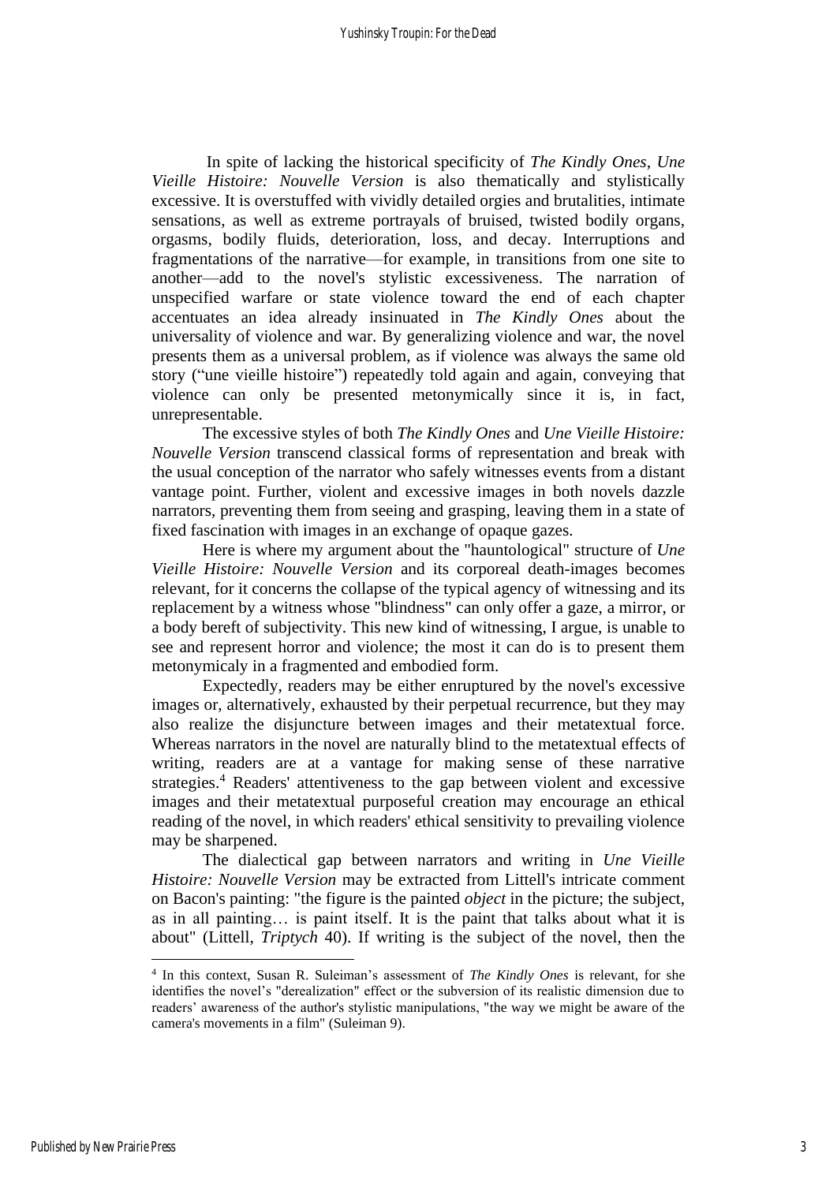In spite of lacking the historical specificity of *The Kindly Ones*, *Une Vieille Histoire: Nouvelle Version* is also thematically and stylistically excessive. It is overstuffed with vividly detailed orgies and brutalities, intimate sensations, as well as extreme portrayals of bruised, twisted bodily organs, orgasms, bodily fluids, deterioration, loss, and decay. Interruptions and fragmentations of the narrative—for example, in transitions from one site to another—add to the novel's stylistic excessiveness. The narration of unspecified warfare or state violence toward the end of each chapter accentuates an idea already insinuated in *The Kindly Ones* about the universality of violence and war. By generalizing violence and war, the novel presents them as a universal problem, as if violence was always the same old story ("une vieille histoire") repeatedly told again and again, conveying that violence can only be presented metonymically since it is, in fact, unrepresentable.

The excessive styles of both *The Kindly Ones* and *Une Vieille Histoire: Nouvelle Version* transcend classical forms of representation and break with the usual conception of the narrator who safely witnesses events from a distant vantage point. Further, violent and excessive images in both novels dazzle narrators, preventing them from seeing and grasping, leaving them in a state of fixed fascination with images in an exchange of opaque gazes.

Here is where my argument about the "hauntological" structure of *Une Vieille Histoire: Nouvelle Version* and its corporeal death-images becomes relevant, for it concerns the collapse of the typical agency of witnessing and its replacement by a witness whose "blindness" can only offer a gaze, a mirror, or a body bereft of subjectivity. This new kind of witnessing, I argue, is unable to see and represent horror and violence; the most it can do is to present them metonymicaly in a fragmented and embodied form.

Expectedly, readers may be either enruptured by the novel's excessive images or, alternatively, exhausted by their perpetual recurrence, but they may also realize the disjuncture between images and their metatextual force. Whereas narrators in the novel are naturally blind to the metatextual effects of writing, readers are at a vantage for making sense of these narrative strategies.[4] Readers' attentiveness to the gap between violent and excessive images and their metatextual purposeful creation may encourage an ethical reading of the novel, in which readers' ethical sensitivity to prevailing violence may be sharpened.

The dialectical gap between narrators and writing in *Une Vieille Histoire: Nouvelle Version* may be extracted from Littell's intricate comment on Bacon's painting: "the figure is the painted *object* in the picture; the subject, as in all painting… is paint itself. It is the paint that talks about what it is about" (Littell, *Triptych* 40). If writing is the subject of the novel, then the

[4] In this context, Susan R. Suleiman's assessment of *The Kindly Ones* is relevant, for she identifies the novel's "derealization" effect or the subversion of its realistic dimension due to readers' awareness of the author's stylistic manipulations, "the way we might be aware of the camera's movements in a film" (Suleiman 9).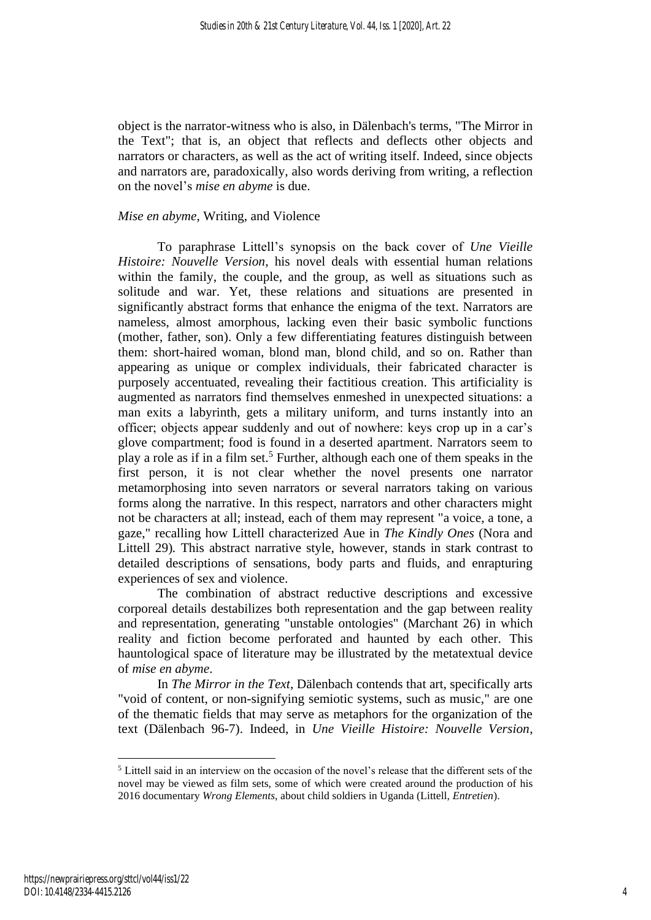object is the narrator-witness who is also, in Dälenbach's terms, "The Mirror in the Text"; that is, an object that reflects and deflects other objects and narrators or characters, as well as the act of writing itself. Indeed, since objects and narrators are, paradoxically, also words deriving from writing, a reflection on the novel's *mise en abyme* is due.

### *Mise en abyme*, Writing, and Violence

To paraphrase Littell's synopsis on the back cover of *Une Vieille Histoire: Nouvelle Version*, his novel deals with essential human relations within the family, the couple, and the group, as well as situations such as solitude and war. Yet, these relations and situations are presented in significantly abstract forms that enhance the enigma of the text. Narrators are nameless, almost amorphous, lacking even their basic symbolic functions (mother, father, son). Only a few differentiating features distinguish between them: short-haired woman, blond man, blond child, and so on. Rather than appearing as unique or complex individuals, their fabricated character is purposely accentuated, revealing their factitious creation. This artificiality is augmented as narrators find themselves enmeshed in unexpected situations: a man exits a labyrinth, gets a military uniform, and turns instantly into an officer; objects appear suddenly and out of nowhere: keys crop up in a car's glove compartment; food is found in a deserted apartment. Narrators seem to play a role as if in a film set.[5] Further, although each one of them speaks in the first person, it is not clear whether the novel presents one narrator metamorphosing into seven narrators or several narrators taking on various forms along the narrative. In this respect, narrators and other characters might not be characters at all; instead, each of them may represent "a voice, a tone, a gaze," recalling how Littell characterized Aue in *The Kindly Ones* (Nora and Littell 29). This abstract narrative style, however, stands in stark contrast to detailed descriptions of sensations, body parts and fluids, and enrapturing experiences of sex and violence.

The combination of abstract reductive descriptions and excessive corporeal details destabilizes both representation and the gap between reality and representation, generating "unstable ontologies" (Marchant 26) in which reality and fiction become perforated and haunted by each other. This hauntological space of literature may be illustrated by the metatextual device of *mise en abyme*.

In *The Mirror in the Text*, Dälenbach contends that art, specifically arts "void of content, or non-signifying semiotic systems, such as music," are one of the thematic fields that may serve as metaphors for the organization of the text (Dälenbach 96-7). Indeed, in *Une Vieille Histoire: Nouvelle Version*,

---

[5] Littell said in an interview on the occasion of the novel's release that the different sets of the novel may be viewed as film sets, some of which were created around the production of his 2016 documentary *Wrong Elements*, about child soldiers in Uganda (Littell, *Entretien*).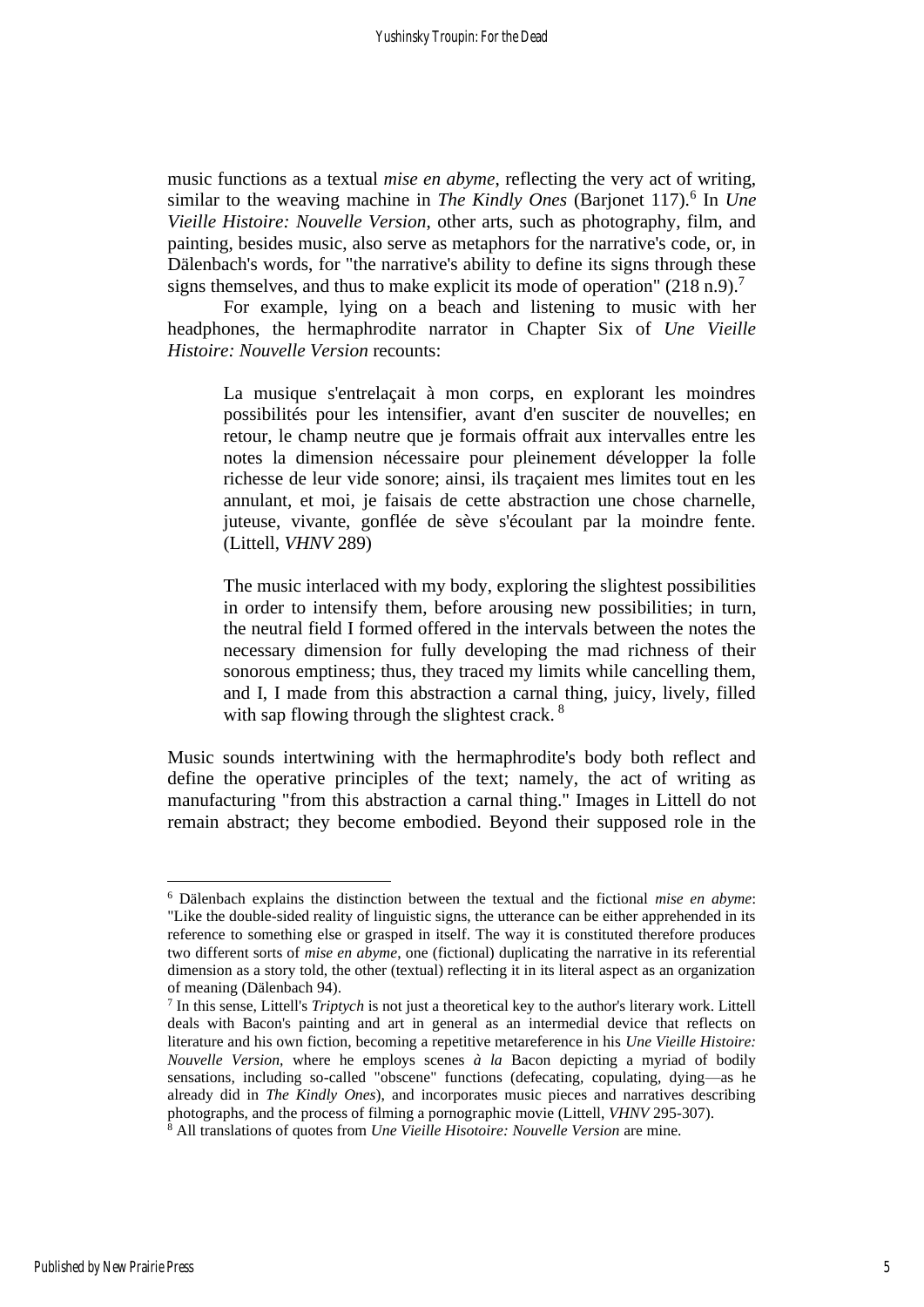music functions as a textual *mise en abyme*, reflecting the very act of writing, similar to the weaving machine in *The Kindly Ones* (Barjonet 117).[6] In *Une Vieille Histoire: Nouvelle Version*, other arts, such as photography, film, and painting, besides music, also serve as metaphors for the narrative's code, or, in Dälenbach's words, for "the narrative's ability to define its signs through these signs themselves, and thus to make explicit its mode of operation" (218 n.9).[7]

For example, lying on a beach and listening to music with her headphones, the hermaphrodite narrator in Chapter Six of *Une Vieille Histoire: Nouvelle Version* recounts:

> La musique s'entrelaçait à mon corps, en explorant les moindres possibilités pour les intensifier, avant d'en susciter de nouvelles; en retour, le champ neutre que je formais offrait aux intervalles entre les notes la dimension nécessaire pour pleinement développer la folle richesse de leur vide sonore; ainsi, ils traçaient mes limites tout en les annulant, et moi, je faisais de cette abstraction une chose charnelle, juteuse, vivante, gonflée de sève s'écoulant par la moindre fente. (Littell, *VHNV* 289)
>
> The music interlaced with my body, exploring the slightest possibilities in order to intensify them, before arousing new possibilities; in turn, the neutral field I formed offered in the intervals between the notes the necessary dimension for fully developing the mad richness of their sonorous emptiness; thus, they traced my limits while cancelling them, and I, I made from this abstraction a carnal thing, juicy, lively, filled with sap flowing through the slightest crack. [8]

Music sounds intertwining with the hermaphrodite's body both reflect and define the operative principles of the text; namely, the act of writing as manufacturing "from this abstraction a carnal thing." Images in Littell do not remain abstract; they become embodied. Beyond their supposed role in the

---

[6] Dälenbach explains the distinction between the textual and the fictional *mise en abyme*: "Like the double-sided reality of linguistic signs, the utterance can be either apprehended in its reference to something else or grasped in itself. The way it is constituted therefore produces two different sorts of *mise en abyme*, one (fictional) duplicating the narrative in its referential dimension as a story told, the other (textual) reflecting it in its literal aspect as an organization of meaning (Dälenbach 94).

[7] In this sense, Littell's *Triptych* is not just a theoretical key to the author's literary work. Littell deals with Bacon's painting and art in general as an intermedial device that reflects on literature and his own fiction, becoming a repetitive metareference in his *Une Vieille Histoire: Nouvelle Version*, where he employs scenes *à la* Bacon depicting a myriad of bodily sensations, including so-called "obscene" functions (defecating, copulating, dying—as he already did in *The Kindly Ones*), and incorporates music pieces and narratives describing photographs, and the process of filming a pornographic movie (Littell, *VHNV* 295-307).

[8] All translations of quotes from *Une Vieille Hisotoire: Nouvelle Version* are mine.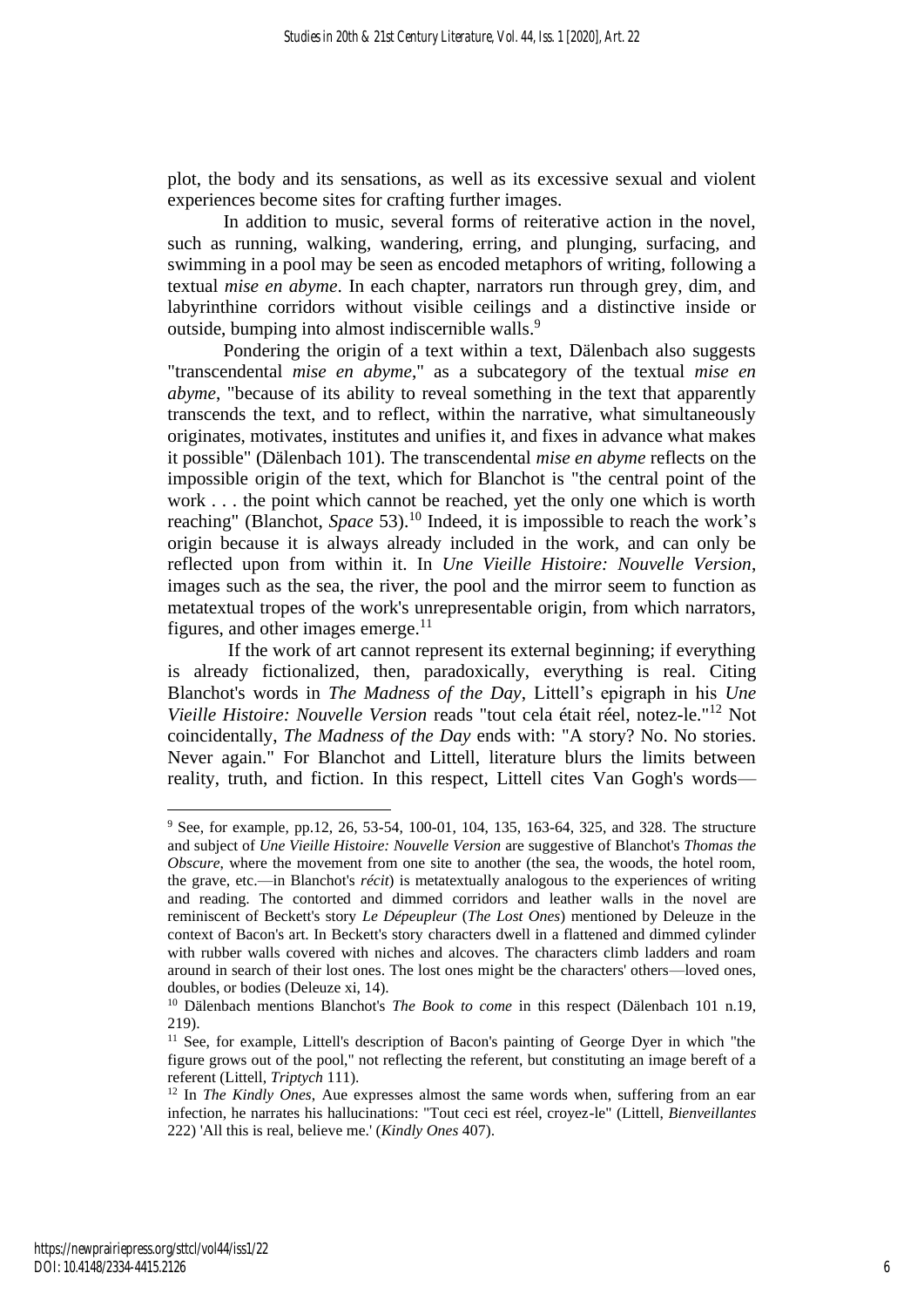plot, the body and its sensations, as well as its excessive sexual and violent experiences become sites for crafting further images.

In addition to music, several forms of reiterative action in the novel, such as running, walking, wandering, erring, and plunging, surfacing, and swimming in a pool may be seen as encoded metaphors of writing, following a textual *mise en abyme*. In each chapter, narrators run through grey, dim, and labyrinthine corridors without visible ceilings and a distinctive inside or outside, bumping into almost indiscernible walls.[9]

Pondering the origin of a text within a text, Dälenbach also suggests "transcendental *mise en abyme*," as a subcategory of the textual *mise en abyme*, "because of its ability to reveal something in the text that apparently transcends the text, and to reflect, within the narrative, what simultaneously originates, motivates, institutes and unifies it, and fixes in advance what makes it possible" (Dälenbach 101). The transcendental *mise en abyme* reflects on the impossible origin of the text, which for Blanchot is "the central point of the work . . . the point which cannot be reached, yet the only one which is worth reaching" (Blanchot, *Space* 53).[10] Indeed, it is impossible to reach the work's origin because it is always already included in the work, and can only be reflected upon from within it. In *Une Vieille Histoire: Nouvelle Version*, images such as the sea, the river, the pool and the mirror seem to function as metatextual tropes of the work's unrepresentable origin, from which narrators, figures, and other images emerge.[11]

If the work of art cannot represent its external beginning; if everything is already fictionalized, then, paradoxically, everything is real. Citing Blanchot's words in *The Madness of the Day*, Littell's epigraph in his *Une Vieille Histoire: Nouvelle Version* reads "tout cela était réel, notez-le."[12] Not coincidentally, *The Madness of the Day* ends with: "A story? No. No stories. Never again." For Blanchot and Littell, literature blurs the limits between reality, truth, and fiction. In this respect, Littell cites Van Gogh's words—

---

[9] See, for example, pp.12, 26, 53-54, 100-01, 104, 135, 163-64, 325, and 328. The structure and subject of *Une Vieille Histoire: Nouvelle Version* are suggestive of Blanchot's *Thomas the Obscure*, where the movement from one site to another (the sea, the woods, the hotel room, the grave, etc.—in Blanchot's *récit*) is metatextually analogous to the experiences of writing and reading. The contorted and dimmed corridors and leather walls in the novel are reminiscent of Beckett's story *Le Dépeupleur* (*The Lost Ones*) mentioned by Deleuze in the context of Bacon's art. In Beckett's story characters dwell in a flattened and dimmed cylinder with rubber walls covered with niches and alcoves. The characters climb ladders and roam around in search of their lost ones. The lost ones might be the characters' others—loved ones, doubles, or bodies (Deleuze xi, 14).

[10] Dälenbach mentions Blanchot's *The Book to come* in this respect (Dälenbach 101 n.19, 219).

[11] See, for example, Littell's description of Bacon's painting of George Dyer in which "the figure grows out of the pool," not reflecting the referent, but constituting an image bereft of a referent (Littell, *Triptych* 111).

[12] In *The Kindly Ones*, Aue expresses almost the same words when, suffering from an ear infection, he narrates his hallucinations: "Tout ceci est réel, croyez-le" (Littell, *Bienveillantes* 222) 'All this is real, believe me.' (*Kindly Ones* 407).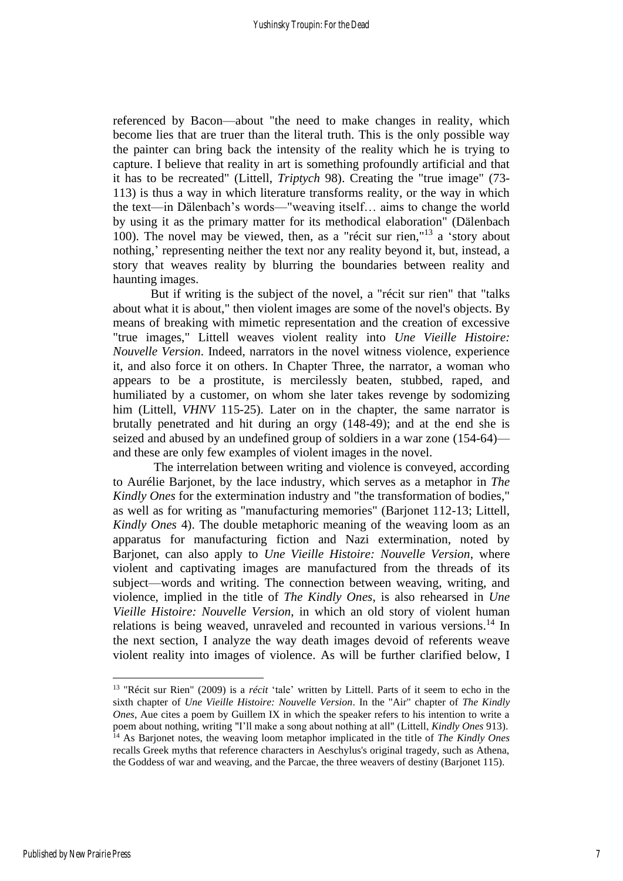referenced by Bacon—about "the need to make changes in reality, which become lies that are truer than the literal truth. This is the only possible way the painter can bring back the intensity of the reality which he is trying to capture. I believe that reality in art is something profoundly artificial and that it has to be recreated" (Littell, *Triptych* 98). Creating the "true image" (73-113) is thus a way in which literature transforms reality, or the way in which the text—in Dälenbach's words—"weaving itself… aims to change the world by using it as the primary matter for its methodical elaboration" (Dälenbach 100). The novel may be viewed, then, as a "récit sur rien,"[13] a 'story about nothing,' representing neither the text nor any reality beyond it, but, instead, a story that weaves reality by blurring the boundaries between reality and haunting images.

But if writing is the subject of the novel, a "récit sur rien" that "talks about what it is about," then violent images are some of the novel's objects. By means of breaking with mimetic representation and the creation of excessive "true images," Littell weaves violent reality into *Une Vieille Histoire: Nouvelle Version*. Indeed, narrators in the novel witness violence, experience it, and also force it on others. In Chapter Three, the narrator, a woman who appears to be a prostitute, is mercilessly beaten, stubbed, raped, and humiliated by a customer, on whom she later takes revenge by sodomizing him (Littell, *VHNV* 115-25). Later on in the chapter, the same narrator is brutally penetrated and hit during an orgy (148-49); and at the end she is seized and abused by an undefined group of soldiers in a war zone (154-64)—and these are only few examples of violent images in the novel.

The interrelation between writing and violence is conveyed, according to Aurélie Barjonet, by the lace industry, which serves as a metaphor in *The Kindly Ones* for the extermination industry and "the transformation of bodies," as well as for writing as "manufacturing memories" (Barjonet 112-13; Littell, *Kindly Ones* 4). The double metaphoric meaning of the weaving loom as an apparatus for manufacturing fiction and Nazi extermination, noted by Barjonet, can also apply to *Une Vieille Histoire: Nouvelle Version*, where violent and captivating images are manufactured from the threads of its subject—words and writing. The connection between weaving, writing, and violence, implied in the title of *The Kindly Ones*, is also rehearsed in *Une Vieille Histoire: Nouvelle Version*, in which an old story of violent human relations is being weaved, unraveled and recounted in various versions.[14] In the next section, I analyze the way death images devoid of referents weave violent reality into images of violence. As will be further clarified below, I

---

[13] "Récit sur Rien" (2009) is a *récit* 'tale' written by Littell. Parts of it seem to echo in the sixth chapter of *Une Vieille Histoire: Nouvelle Version*. In the "Air" chapter of *The Kindly Ones*, Aue cites a poem by Guillem IX in which the speaker refers to his intention to write a poem about nothing, writing "I'll make a song about nothing at all" (Littell, *Kindly Ones* 913).

[14] As Barjonet notes, the weaving loom metaphor implicated in the title of *The Kindly Ones* recalls Greek myths that reference characters in Aeschylus's original tragedy, such as Athena, the Goddess of war and weaving, and the Parcae, the three weavers of destiny (Barjonet 115).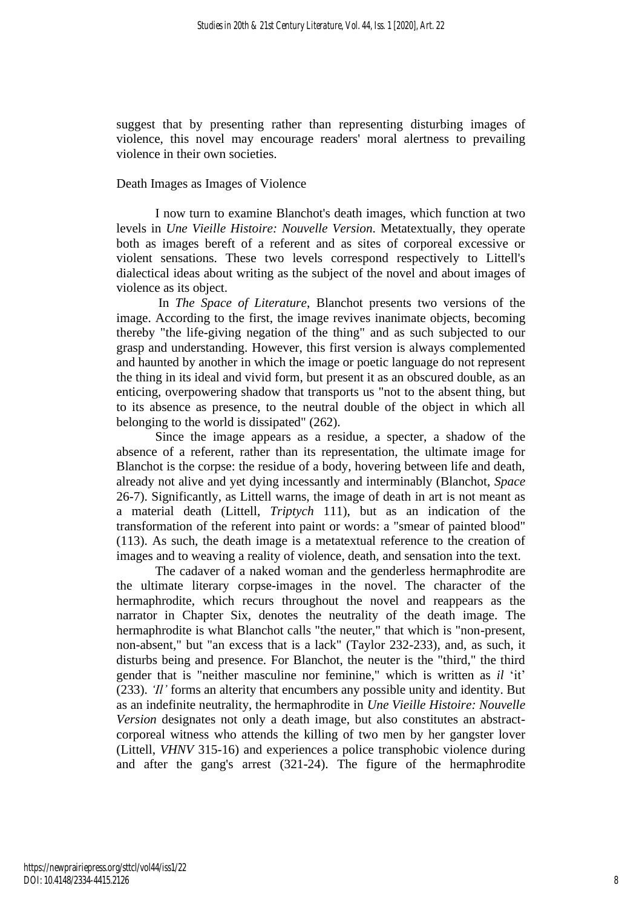suggest that by presenting rather than representing disturbing images of violence, this novel may encourage readers' moral alertness to prevailing violence in their own societies.

## Death Images as Images of Violence

I now turn to examine Blanchot's death images, which function at two levels in *Une Vieille Histoire: Nouvelle Version*. Metatextually, they operate both as images bereft of a referent and as sites of corporeal excessive or violent sensations. These two levels correspond respectively to Littell's dialectical ideas about writing as the subject of the novel and about images of violence as its object.

In *The Space of Literature*, Blanchot presents two versions of the image. According to the first, the image revives inanimate objects, becoming thereby "the life-giving negation of the thing" and as such subjected to our grasp and understanding. However, this first version is always complemented and haunted by another in which the image or poetic language do not represent the thing in its ideal and vivid form, but present it as an obscured double, as an enticing, overpowering shadow that transports us "not to the absent thing, but to its absence as presence, to the neutral double of the object in which all belonging to the world is dissipated" (262).

Since the image appears as a residue, a specter, a shadow of the absence of a referent, rather than its representation, the ultimate image for Blanchot is the corpse: the residue of a body, hovering between life and death, already not alive and yet dying incessantly and interminably (Blanchot, *Space* 26-7). Significantly, as Littell warns, the image of death in art is not meant as a material death (Littell, *Triptych* 111), but as an indication of the transformation of the referent into paint or words: a "smear of painted blood" (113). As such, the death image is a metatextual reference to the creation of images and to weaving a reality of violence, death, and sensation into the text.

The cadaver of a naked woman and the genderless hermaphrodite are the ultimate literary corpse-images in the novel. The character of the hermaphrodite, which recurs throughout the novel and reappears as the narrator in Chapter Six, denotes the neutrality of the death image. The hermaphrodite is what Blanchot calls "the neuter," that which is "non-present, non-absent," but "an excess that is a lack" (Taylor 232-233), and, as such, it disturbs being and presence. For Blanchot, the neuter is the "third," the third gender that is "neither masculine nor feminine," which is written as *il* 'it' (233). *'Il'* forms an alterity that encumbers any possible unity and identity. But as an indefinite neutrality, the hermaphrodite in *Une Vieille Histoire: Nouvelle Version* designates not only a death image, but also constitutes an abstract-corporeal witness who attends the killing of two men by her gangster lover (Littell, *VHNV* 315-16) and experiences a police transphobic violence during and after the gang's arrest (321-24). The figure of the hermaphrodite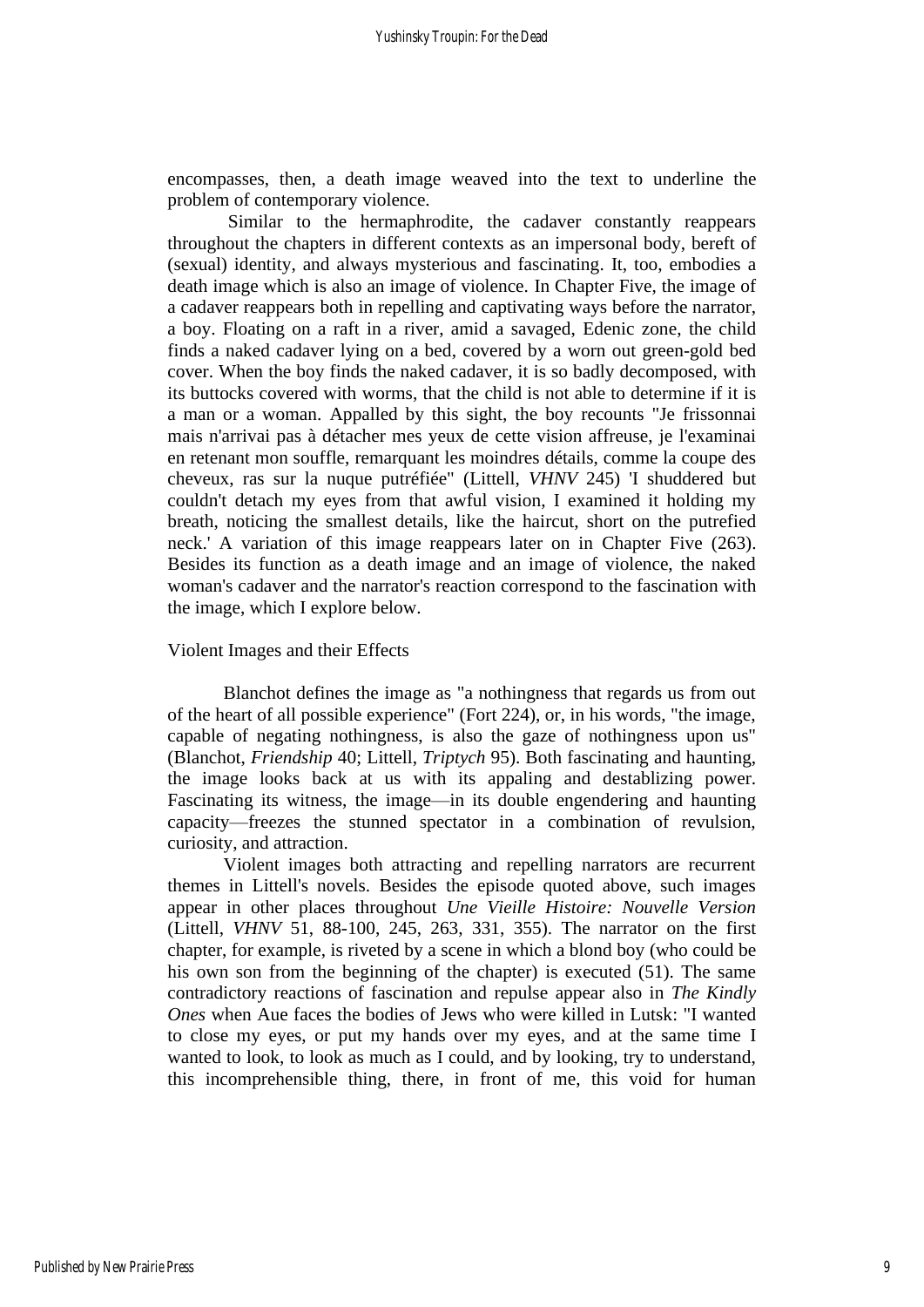encompasses, then, a death image weaved into the text to underline the problem of contemporary violence.

Similar to the hermaphrodite, the cadaver constantly reappears throughout the chapters in different contexts as an impersonal body, bereft of (sexual) identity, and always mysterious and fascinating. It, too, embodies a death image which is also an image of violence. In Chapter Five, the image of a cadaver reappears both in repelling and captivating ways before the narrator, a boy. Floating on a raft in a river, amid a savaged, Edenic zone, the child finds a naked cadaver lying on a bed, covered by a worn out green-gold bed cover. When the boy finds the naked cadaver, it is so badly decomposed, with its buttocks covered with worms, that the child is not able to determine if it is a man or a woman. Appalled by this sight, the boy recounts "Je frissonnai mais n'arrivai pas à détacher mes yeux de cette vision affreuse, je l'examinai en retenant mon souffle, remarquant les moindres détails, comme la coupe des cheveux, ras sur la nuque putréfiée" (Littell, *VHNV* 245) 'I shuddered but couldn't detach my eyes from that awful vision, I examined it holding my breath, noticing the smallest details, like the haircut, short on the putrefied neck.' A variation of this image reappears later on in Chapter Five (263). Besides its function as a death image and an image of violence, the naked woman's cadaver and the narrator's reaction correspond to the fascination with the image, which I explore below.

## Violent Images and their Effects

Blanchot defines the image as "a nothingness that regards us from out of the heart of all possible experience" (Fort 224), or, in his words, "the image, capable of negating nothingness, is also the gaze of nothingness upon us" (Blanchot, *Friendship* 40; Littell, *Triptych* 95). Both fascinating and haunting, the image looks back at us with its appaling and destablizing power. Fascinating its witness, the image—in its double engendering and haunting capacity—freezes the stunned spectator in a combination of revulsion, curiosity, and attraction.

Violent images both attracting and repelling narrators are recurrent themes in Littell's novels. Besides the episode quoted above, such images appear in other places throughout *Une Vieille Histoire: Nouvelle Version* (Littell, *VHNV* 51, 88-100, 245, 263, 331, 355). The narrator on the first chapter, for example, is riveted by a scene in which a blond boy (who could be his own son from the beginning of the chapter) is executed (51). The same contradictory reactions of fascination and repulse appear also in *The Kindly Ones* when Aue faces the bodies of Jews who were killed in Lutsk: "I wanted to close my eyes, or put my hands over my eyes, and at the same time I wanted to look, to look as much as I could, and by looking, try to understand, this incomprehensible thing, there, in front of me, this void for human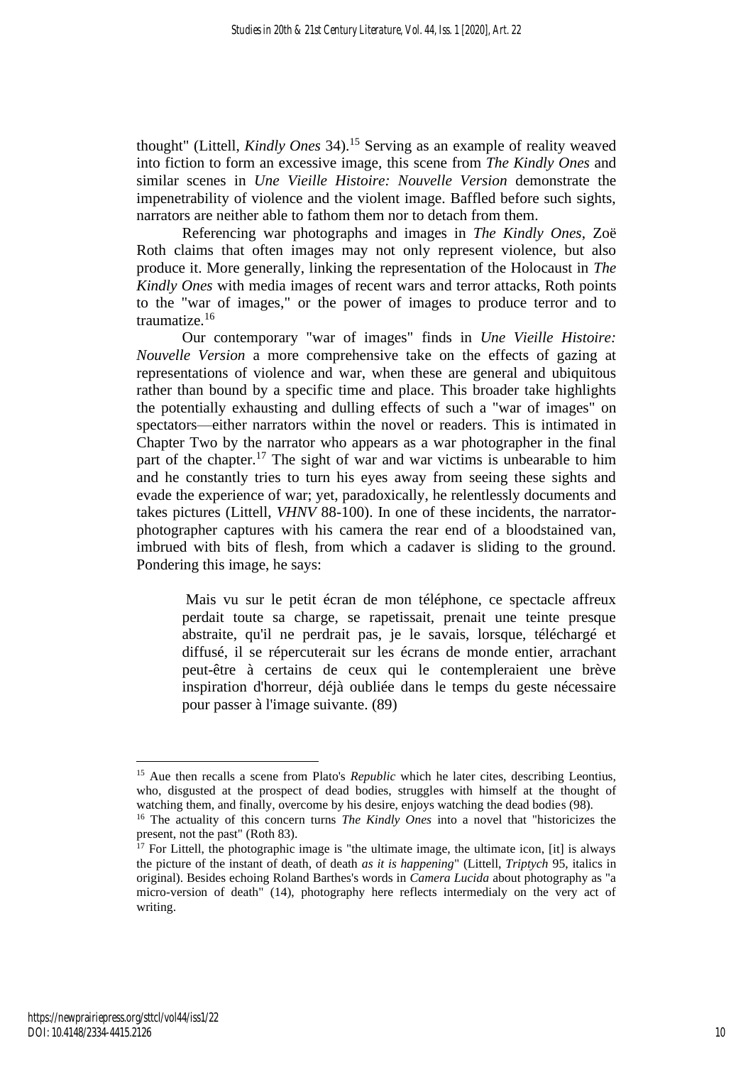thought" (Littell, *Kindly Ones* 34).[15] Serving as an example of reality weaved into fiction to form an excessive image, this scene from *The Kindly Ones* and similar scenes in *Une Vieille Histoire: Nouvelle Version* demonstrate the impenetrability of violence and the violent image. Baffled before such sights, narrators are neither able to fathom them nor to detach from them.

Referencing war photographs and images in *The Kindly Ones*, Zoë Roth claims that often images may not only represent violence, but also produce it. More generally, linking the representation of the Holocaust in *The Kindly Ones* with media images of recent wars and terror attacks, Roth points to the "war of images," or the power of images to produce terror and to traumatize.[16]

Our contemporary "war of images" finds in *Une Vieille Histoire: Nouvelle Version* a more comprehensive take on the effects of gazing at representations of violence and war, when these are general and ubiquitous rather than bound by a specific time and place. This broader take highlights the potentially exhausting and dulling effects of such a "war of images" on spectators—either narrators within the novel or readers. This is intimated in Chapter Two by the narrator who appears as a war photographer in the final part of the chapter.[17] The sight of war and war victims is unbearable to him and he constantly tries to turn his eyes away from seeing these sights and evade the experience of war; yet, paradoxically, he relentlessly documents and takes pictures (Littell, *VHNV* 88-100). In one of these incidents, the narrator-photographer captures with his camera the rear end of a bloodstained van, imbrued with bits of flesh, from which a cadaver is sliding to the ground. Pondering this image, he says:

> Mais vu sur le petit écran de mon téléphone, ce spectacle affreux perdait toute sa charge, se rapetissait, prenait une teinte presque abstraite, qu'il ne perdrait pas, je le savais, lorsque, téléchargé et diffusé, il se répercuterait sur les écrans de monde entier, arrachant peut-être à certains de ceux qui le contempleraient une brève inspiration d'horreur, déjà oubliée dans le temps du geste nécessaire pour passer à l'image suivante. (89)

---

[15] Aue then recalls a scene from Plato's *Republic* which he later cites, describing Leontius, who, disgusted at the prospect of dead bodies, struggles with himself at the thought of watching them, and finally, overcome by his desire, enjoys watching the dead bodies (98).

[16] The actuality of this concern turns *The Kindly Ones* into a novel that "historicizes the present, not the past" (Roth 83).

[17] For Littell, the photographic image is "the ultimate image, the ultimate icon, [it] is always the picture of the instant of death, of death *as it is happening*" (Littell, *Triptych* 95, italics in original). Besides echoing Roland Barthes's words in *Camera Lucida* about photography as "a micro-version of death" (14), photography here reflects intermedialy on the very act of writing.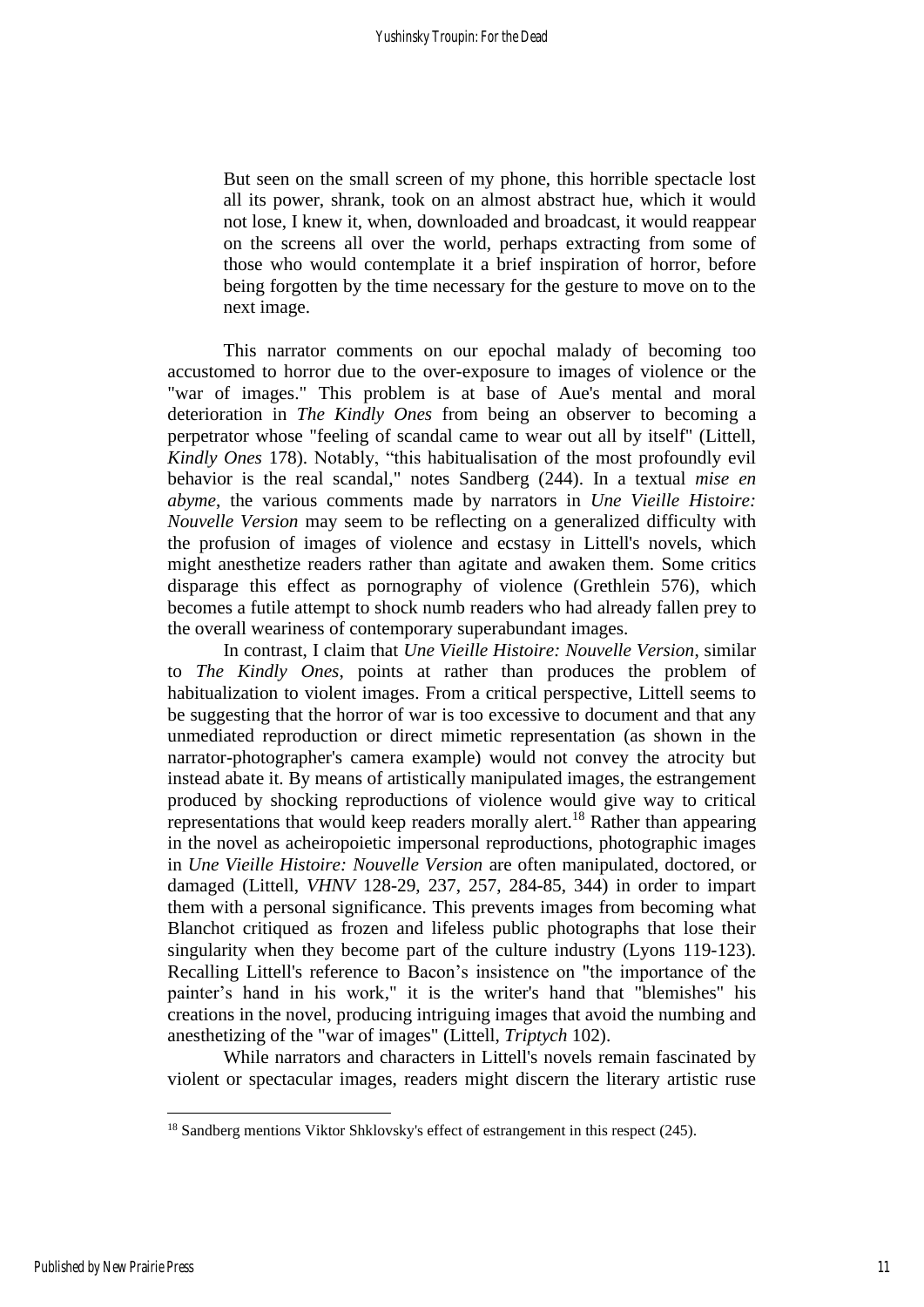> But seen on the small screen of my phone, this horrible spectacle lost all its power, shrank, took on an almost abstract hue, which it would not lose, I knew it, when, downloaded and broadcast, it would reappear on the screens all over the world, perhaps extracting from some of those who would contemplate it a brief inspiration of horror, before being forgotten by the time necessary for the gesture to move on to the next image.

This narrator comments on our epochal malady of becoming too accustomed to horror due to the over-exposure to images of violence or the "war of images." This problem is at base of Aue's mental and moral deterioration in *The Kindly Ones* from being an observer to becoming a perpetrator whose "feeling of scandal came to wear out all by itself" (Littell, *Kindly Ones* 178). Notably, "this habitualisation of the most profoundly evil behavior is the real scandal," notes Sandberg (244). In a textual *mise en abyme*, the various comments made by narrators in *Une Vieille Histoire: Nouvelle Version* may seem to be reflecting on a generalized difficulty with the profusion of images of violence and ecstasy in Littell's novels, which might anesthetize readers rather than agitate and awaken them. Some critics disparage this effect as pornography of violence (Grethlein 576), which becomes a futile attempt to shock numb readers who had already fallen prey to the overall weariness of contemporary superabundant images.

In contrast, I claim that *Une Vieille Histoire: Nouvelle Version*, similar to *The Kindly Ones*, points at rather than produces the problem of habitualization to violent images. From a critical perspective, Littell seems to be suggesting that the horror of war is too excessive to document and that any unmediated reproduction or direct mimetic representation (as shown in the narrator-photographer's camera example) would not convey the atrocity but instead abate it. By means of artistically manipulated images, the estrangement produced by shocking reproductions of violence would give way to critical representations that would keep readers morally alert.[18] Rather than appearing in the novel as acheiropoietic impersonal reproductions, photographic images in *Une Vieille Histoire: Nouvelle Version* are often manipulated, doctored, or damaged (Littell, *VHNV* 128-29, 237, 257, 284-85, 344) in order to impart them with a personal significance. This prevents images from becoming what Blanchot critiqued as frozen and lifeless public photographs that lose their singularity when they become part of the culture industry (Lyons 119-123). Recalling Littell's reference to Bacon's insistence on "the importance of the painter's hand in his work," it is the writer's hand that "blemishes" his creations in the novel, producing intriguing images that avoid the numbing and anesthetizing of the "war of images" (Littell, *Triptych* 102).

While narrators and characters in Littell's novels remain fascinated by violent or spectacular images, readers might discern the literary artistic ruse

[18] Sandberg mentions Viktor Shklovsky's effect of estrangement in this respect (245).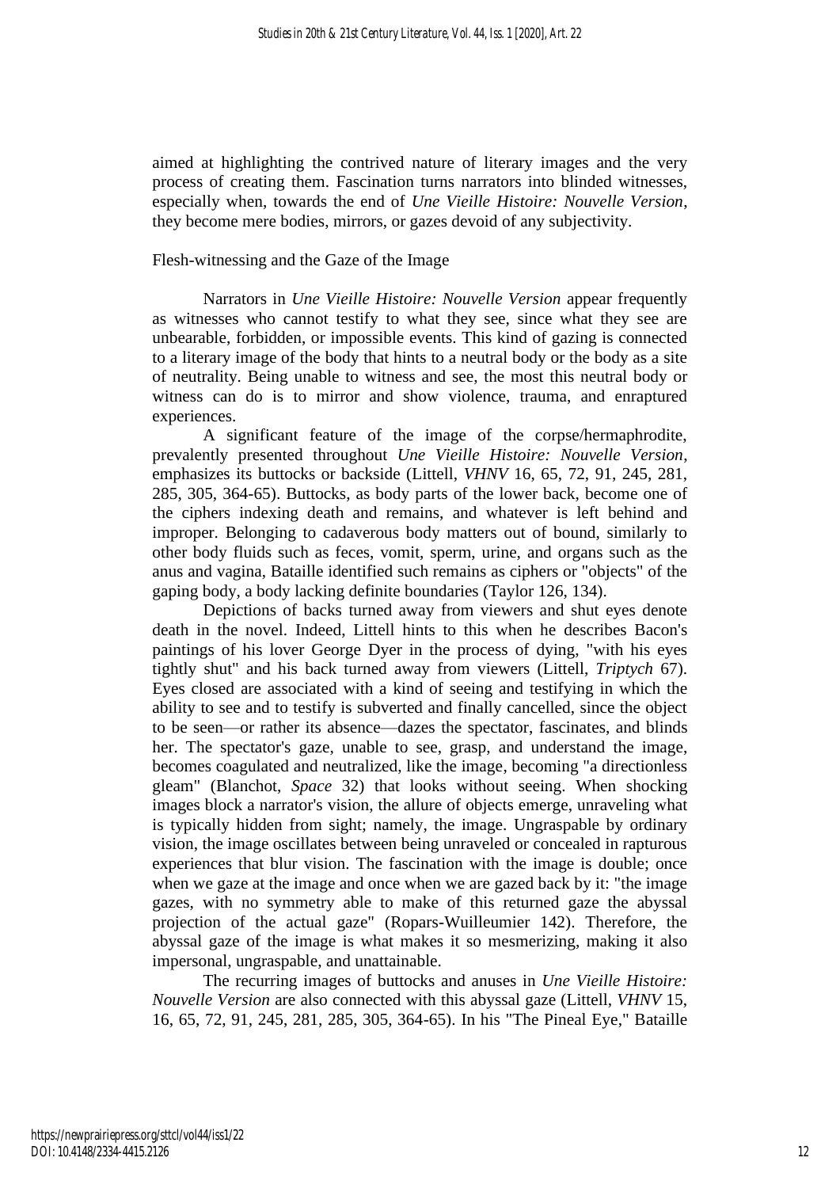aimed at highlighting the contrived nature of literary images and the very process of creating them. Fascination turns narrators into blinded witnesses, especially when, towards the end of *Une Vieille Histoire: Nouvelle Version*, they become mere bodies, mirrors, or gazes devoid of any subjectivity.

## Flesh-witnessing and the Gaze of the Image

Narrators in *Une Vieille Histoire: Nouvelle Version* appear frequently as witnesses who cannot testify to what they see, since what they see are unbearable, forbidden, or impossible events. This kind of gazing is connected to a literary image of the body that hints to a neutral body or the body as a site of neutrality. Being unable to witness and see, the most this neutral body or witness can do is to mirror and show violence, trauma, and enraptured experiences.

A significant feature of the image of the corpse/hermaphrodite, prevalently presented throughout *Une Vieille Histoire: Nouvelle Version*, emphasizes its buttocks or backside (Littell, *VHNV* 16, 65, 72, 91, 245, 281, 285, 305, 364-65). Buttocks, as body parts of the lower back, become one of the ciphers indexing death and remains, and whatever is left behind and improper. Belonging to cadaverous body matters out of bound, similarly to other body fluids such as feces, vomit, sperm, urine, and organs such as the anus and vagina, Bataille identified such remains as ciphers or "objects" of the gaping body, a body lacking definite boundaries (Taylor 126, 134).

Depictions of backs turned away from viewers and shut eyes denote death in the novel. Indeed, Littell hints to this when he describes Bacon's paintings of his lover George Dyer in the process of dying, "with his eyes tightly shut" and his back turned away from viewers (Littell, *Triptych* 67). Eyes closed are associated with a kind of seeing and testifying in which the ability to see and to testify is subverted and finally cancelled, since the object to be seen—or rather its absence—dazes the spectator, fascinates, and blinds her. The spectator's gaze, unable to see, grasp, and understand the image, becomes coagulated and neutralized, like the image, becoming "a directionless gleam" (Blanchot, *Space* 32) that looks without seeing. When shocking images block a narrator's vision, the allure of objects emerge, unraveling what is typically hidden from sight; namely, the image. Ungraspable by ordinary vision, the image oscillates between being unraveled or concealed in rapturous experiences that blur vision. The fascination with the image is double; once when we gaze at the image and once when we are gazed back by it: "the image gazes, with no symmetry able to make of this returned gaze the abyssal projection of the actual gaze" (Ropars-Wuilleumier 142). Therefore, the abyssal gaze of the image is what makes it so mesmerizing, making it also impersonal, ungraspable, and unattainable.

The recurring images of buttocks and anuses in *Une Vieille Histoire: Nouvelle Version* are also connected with this abyssal gaze (Littell, *VHNV* 15, 16, 65, 72, 91, 245, 281, 285, 305, 364-65). In his "The Pineal Eye," Bataille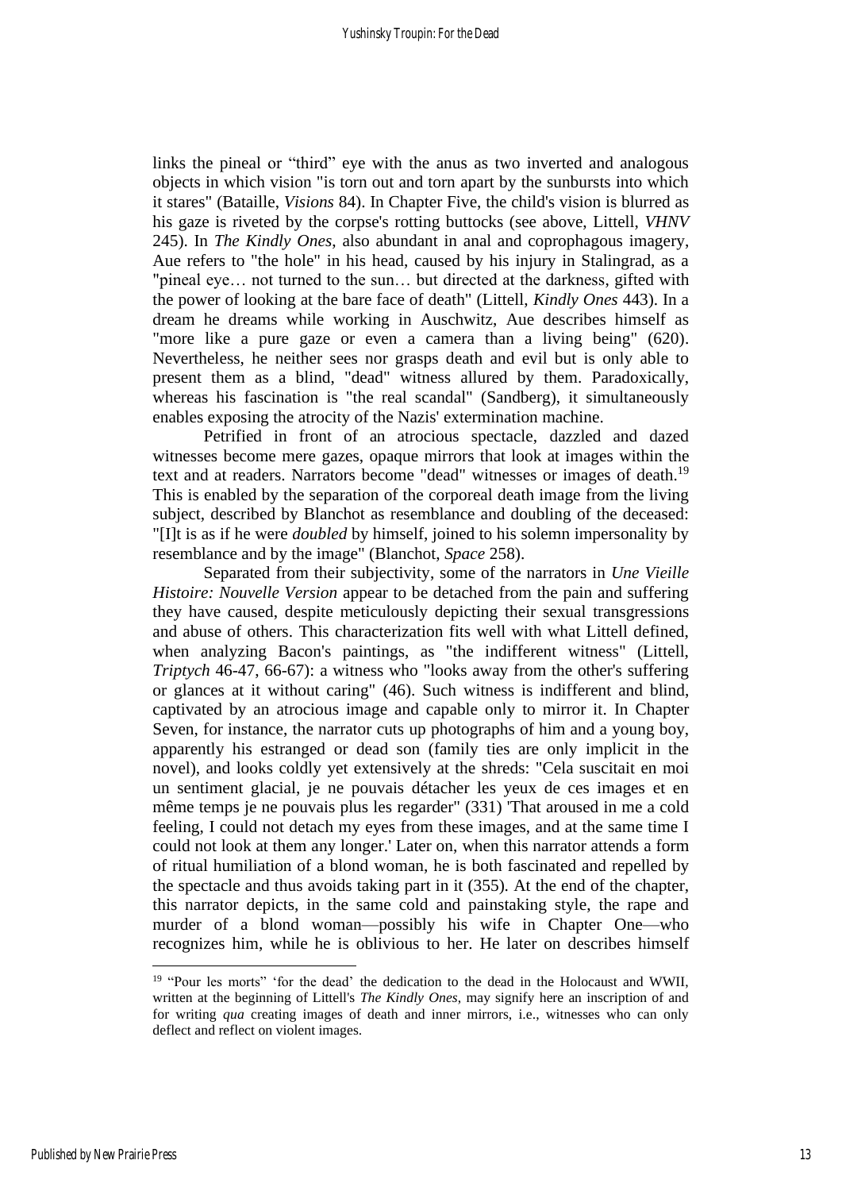links the pineal or "third" eye with the anus as two inverted and analogous objects in which vision "is torn out and torn apart by the sunbursts into which it stares" (Bataille, *Visions* 84). In Chapter Five, the child's vision is blurred as his gaze is riveted by the corpse's rotting buttocks (see above, Littell, *VHNV* 245). In *The Kindly Ones*, also abundant in anal and coprophagous imagery, Aue refers to "the hole" in his head, caused by his injury in Stalingrad, as a "pineal eye… not turned to the sun… but directed at the darkness, gifted with the power of looking at the bare face of death" (Littell, *Kindly Ones* 443). In a dream he dreams while working in Auschwitz, Aue describes himself as "more like a pure gaze or even a camera than a living being" (620). Nevertheless, he neither sees nor grasps death and evil but is only able to present them as a blind, "dead" witness allured by them. Paradoxically, whereas his fascination is "the real scandal" (Sandberg), it simultaneously enables exposing the atrocity of the Nazis' extermination machine.

Petrified in front of an atrocious spectacle, dazzled and dazed witnesses become mere gazes, opaque mirrors that look at images within the text and at readers. Narrators become "dead" witnesses or images of death.[19] This is enabled by the separation of the corporeal death image from the living subject, described by Blanchot as resemblance and doubling of the deceased: "[I]t is as if he were *doubled* by himself, joined to his solemn impersonality by resemblance and by the image" (Blanchot, *Space* 258).

Separated from their subjectivity, some of the narrators in *Une Vieille Histoire: Nouvelle Version* appear to be detached from the pain and suffering they have caused, despite meticulously depicting their sexual transgressions and abuse of others. This characterization fits well with what Littell defined, when analyzing Bacon's paintings, as "the indifferent witness" (Littell, *Triptych* 46-47, 66-67): a witness who "looks away from the other's suffering or glances at it without caring" (46). Such witness is indifferent and blind, captivated by an atrocious image and capable only to mirror it. In Chapter Seven, for instance, the narrator cuts up photographs of him and a young boy, apparently his estranged or dead son (family ties are only implicit in the novel), and looks coldly yet extensively at the shreds: "Cela suscitait en moi un sentiment glacial, je ne pouvais détacher les yeux de ces images et en même temps je ne pouvais plus les regarder" (331) 'That aroused in me a cold feeling, I could not detach my eyes from these images, and at the same time I could not look at them any longer.' Later on, when this narrator attends a form of ritual humiliation of a blond woman, he is both fascinated and repelled by the spectacle and thus avoids taking part in it (355). At the end of the chapter, this narrator depicts, in the same cold and painstaking style, the rape and murder of a blond woman—possibly his wife in Chapter One—who recognizes him, while he is oblivious to her. He later on describes himself

[19] "Pour les morts" 'for the dead' the dedication to the dead in the Holocaust and WWII, written at the beginning of Littell's *The Kindly Ones*, may signify here an inscription of and for writing *qua* creating images of death and inner mirrors, i.e., witnesses who can only deflect and reflect on violent images.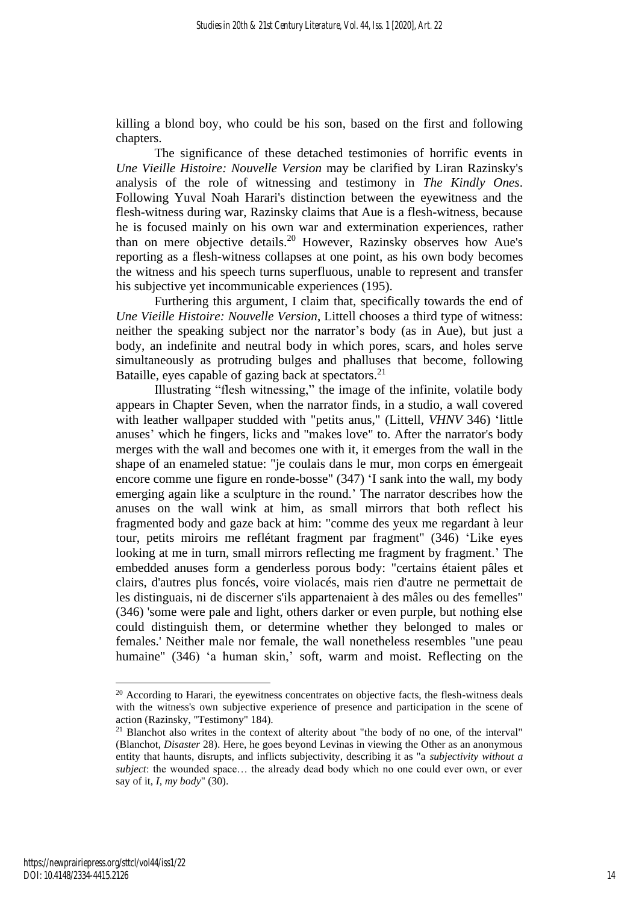killing a blond boy, who could be his son, based on the first and following chapters.

The significance of these detached testimonies of horrific events in *Une Vieille Histoire: Nouvelle Version* may be clarified by Liran Razinsky's analysis of the role of witnessing and testimony in *The Kindly Ones*. Following Yuval Noah Harari's distinction between the eyewitness and the flesh-witness during war, Razinsky claims that Aue is a flesh-witness, because he is focused mainly on his own war and extermination experiences, rather than on mere objective details.[20] However, Razinsky observes how Aue's reporting as a flesh-witness collapses at one point, as his own body becomes the witness and his speech turns superfluous, unable to represent and transfer his subjective yet incommunicable experiences (195).

Furthering this argument, I claim that, specifically towards the end of *Une Vieille Histoire: Nouvelle Version*, Littell chooses a third type of witness: neither the speaking subject nor the narrator's body (as in Aue), but just a body, an indefinite and neutral body in which pores, scars, and holes serve simultaneously as protruding bulges and phalluses that become, following Bataille, eyes capable of gazing back at spectators.[21]

Illustrating "flesh witnessing," the image of the infinite, volatile body appears in Chapter Seven, when the narrator finds, in a studio, a wall covered with leather wallpaper studded with "petits anus," (Littell, *VHNV* 346) 'little anuses' which he fingers, licks and "makes love" to. After the narrator's body merges with the wall and becomes one with it, it emerges from the wall in the shape of an enameled statue: "je coulais dans le mur, mon corps en émergeait encore comme une figure en ronde-bosse" (347) 'I sank into the wall, my body emerging again like a sculpture in the round.' The narrator describes how the anuses on the wall wink at him, as small mirrors that both reflect his fragmented body and gaze back at him: "comme des yeux me regardant à leur tour, petits miroirs me reflétant fragment par fragment" (346) 'Like eyes looking at me in turn, small mirrors reflecting me fragment by fragment.' The embedded anuses form a genderless porous body: "certains étaient pâles et clairs, d'autres plus foncés, voire violacés, mais rien d'autre ne permettait de les distinguais, ni de discerner s'ils appartenaient à des mâles ou des femelles" (346) 'some were pale and light, others darker or even purple, but nothing else could distinguish them, or determine whether they belonged to males or females.' Neither male nor female, the wall nonetheless resembles "une peau humaine" (346) 'a human skin,' soft, warm and moist. Reflecting on the

---

[20] According to Harari, the eyewitness concentrates on objective facts, the flesh-witness deals with the witness's own subjective experience of presence and participation in the scene of action (Razinsky, "Testimony" 184).

[21] Blanchot also writes in the context of alterity about "the body of no one, of the interval" (Blanchot, *Disaster* 28). Here, he goes beyond Levinas in viewing the Other as an anonymous entity that haunts, disrupts, and inflicts subjectivity, describing it as "a *subjectivity without a subject*: the wounded space… the already dead body which no one could ever own, or ever say of it, *I, my body*" (30).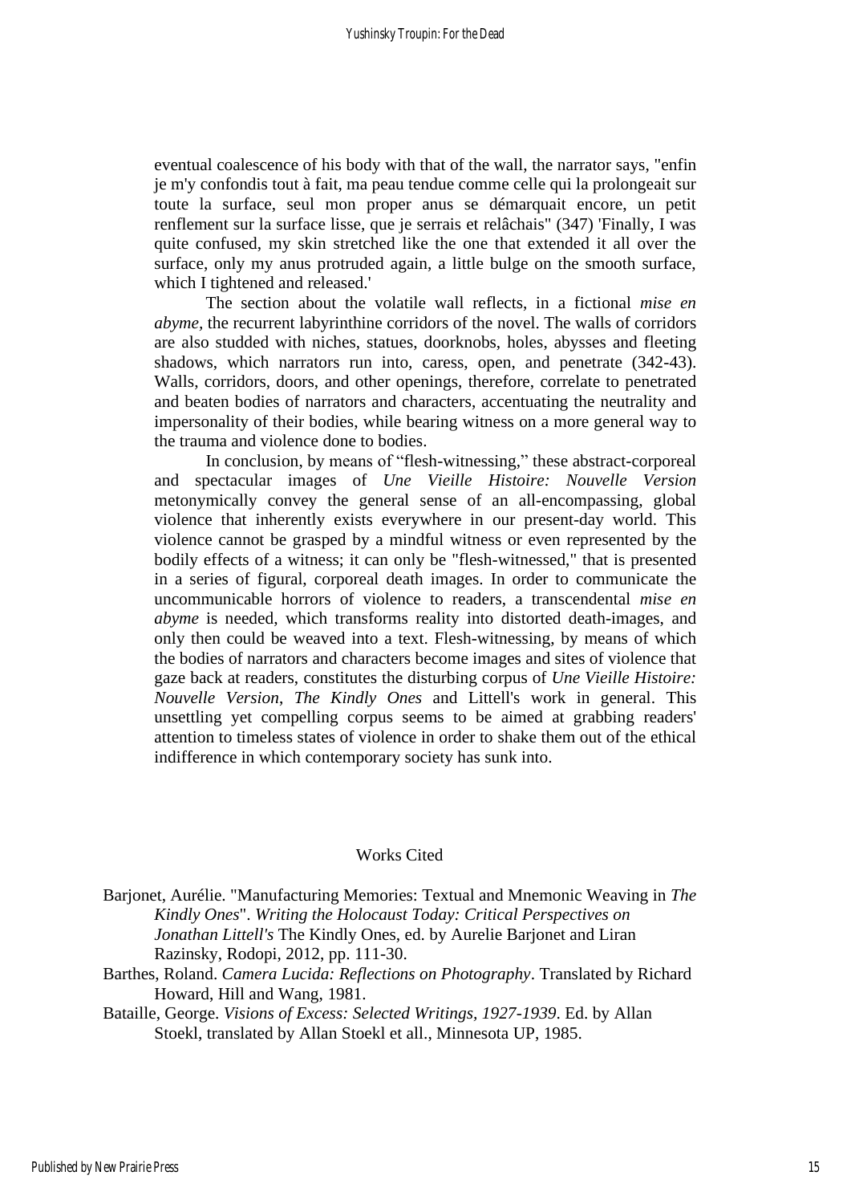eventual coalescence of his body with that of the wall, the narrator says, "enfin je m'y confondis tout à fait, ma peau tendue comme celle qui la prolongeait sur toute la surface, seul mon proper anus se démarquait encore, un petit renflement sur la surface lisse, que je serrais et relâchais" (347) 'Finally, I was quite confused, my skin stretched like the one that extended it all over the surface, only my anus protruded again, a little bulge on the smooth surface, which I tightened and released.'

The section about the volatile wall reflects, in a fictional *mise en abyme*, the recurrent labyrinthine corridors of the novel. The walls of corridors are also studded with niches, statues, doorknobs, holes, abysses and fleeting shadows, which narrators run into, caress, open, and penetrate (342-43). Walls, corridors, doors, and other openings, therefore, correlate to penetrated and beaten bodies of narrators and characters, accentuating the neutrality and impersonality of their bodies, while bearing witness on a more general way to the trauma and violence done to bodies.

In conclusion, by means of "flesh-witnessing," these abstract-corporeal and spectacular images of *Une Vieille Histoire: Nouvelle Version* metonymically convey the general sense of an all-encompassing, global violence that inherently exists everywhere in our present-day world. This violence cannot be grasped by a mindful witness or even represented by the bodily effects of a witness; it can only be "flesh-witnessed," that is presented in a series of figural, corporeal death images. In order to communicate the uncommunicable horrors of violence to readers, a transcendental *mise en abyme* is needed, which transforms reality into distorted death-images, and only then could be weaved into a text. Flesh-witnessing, by means of which the bodies of narrators and characters become images and sites of violence that gaze back at readers, constitutes the disturbing corpus of *Une Vieille Histoire: Nouvelle Version*, *The Kindly Ones* and Littell's work in general. This unsettling yet compelling corpus seems to be aimed at grabbing readers' attention to timeless states of violence in order to shake them out of the ethical indifference in which contemporary society has sunk into.

## Works Cited

Barjonet, Aurélie. "Manufacturing Memories: Textual and Mnemonic Weaving in *The Kindly Ones*". *Writing the Holocaust Today: Critical Perspectives on Jonathan Littell's* The Kindly Ones, ed. by Aurelie Barjonet and Liran Razinsky, Rodopi, 2012, pp. 111-30.

Barthes, Roland. *Camera Lucida: Reflections on Photography*. Translated by Richard Howard, Hill and Wang, 1981.

Bataille, George. *Visions of Excess: Selected Writings, 1927-1939*. Ed. by Allan Stoekl, translated by Allan Stoekl et all., Minnesota UP, 1985.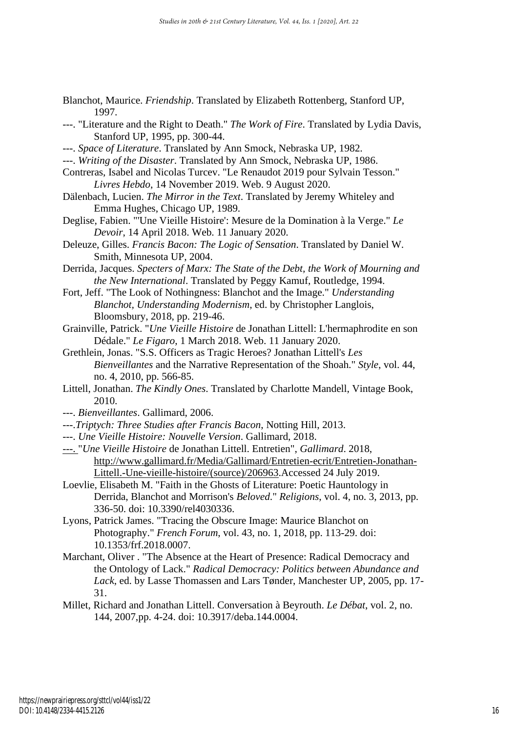Blanchot, Maurice. *Friendship*. Translated by Elizabeth Rottenberg, Stanford UP, 1997.

---. "Literature and the Right to Death." *The Work of Fire*. Translated by Lydia Davis, Stanford UP, 1995, pp. 300-44.

---. *Space of Literature*. Translated by Ann Smock, Nebraska UP, 1982.

---. *Writing of the Disaster*. Translated by Ann Smock, Nebraska UP, 1986.

Contreras, Isabel and Nicolas Turcev. "Le Renaudot 2019 pour Sylvain Tesson." *Livres Hebdo*, 14 November 2019. Web. 9 August 2020.

Dälenbach, Lucien. *The Mirror in the Text*. Translated by Jeremy Whiteley and Emma Hughes, Chicago UP, 1989.

Deglise, Fabien. "'Une Vieille Histoire': Mesure de la Domination à la Verge." *Le Devoir*, 14 April 2018. Web. 11 January 2020.

Deleuze, Gilles. *Francis Bacon: The Logic of Sensation*. Translated by Daniel W. Smith, Minnesota UP, 2004.

Derrida, Jacques. *Specters of Marx: The State of the Debt, the Work of Mourning and the New International*. Translated by Peggy Kamuf, Routledge, 1994.

Fort, Jeff. "The Look of Nothingness: Blanchot and the Image." *Understanding Blanchot, Understanding Modernism*, ed. by Christopher Langlois, Bloomsbury, 2018, pp. 219-46.

Grainville, Patrick. "*Une Vieille Histoire* de Jonathan Littell: L'hermaphrodite en son Dédale." *Le Figaro*, 1 March 2018. Web. 11 January 2020.

Grethlein, Jonas. "S.S. Officers as Tragic Heroes? Jonathan Littell's *Les Bienveillantes* and the Narrative Representation of the Shoah." *Style*, vol. 44, no. 4, 2010, pp. 566-85.

Littell, Jonathan. *The Kindly Ones*. Translated by Charlotte Mandell, Vintage Book, 2010.

---. *Bienveillantes*. Gallimard, 2006.

---.*Triptych: Three Studies after Francis Bacon*, Notting Hill, 2013.

---. *Une Vieille Histoire: Nouvelle Version*. Gallimard, 2018.

---. "*Une Vieille Histoire* de Jonathan Littell. Entretien", *Gallimard*. 2018, http://www.gallimard.fr/Media/Gallimard/Entretien-ecrit/Entretien-Jonathan-Littell.-Une-vieille-histoire/(source)/206963.Accessed 24 July 2019.

Loevlie, Elisabeth M. "Faith in the Ghosts of Literature: Poetic Hauntology in Derrida, Blanchot and Morrison's *Beloved*." *Religions*, vol. 4, no. 3, 2013, pp. 336-50. doi: 10.3390/rel4030336.

Lyons, Patrick James. "Tracing the Obscure Image: Maurice Blanchot on Photography." *French Forum*, vol. 43, no. 1, 2018, pp. 113-29. doi: 10.1353/frf.2018.0007.

Marchant, Oliver . "The Absence at the Heart of Presence: Radical Democracy and the Ontology of Lack." *Radical Democracy: Politics between Abundance and Lack*, ed. by Lasse Thomassen and Lars Tønder, Manchester UP, 2005, pp. 17-31.

Millet, Richard and Jonathan Littell. Conversation à Beyrouth. *Le Débat*, vol. 2, no. 144, 2007,pp. 4-24. doi: 10.3917/deba.144.0004.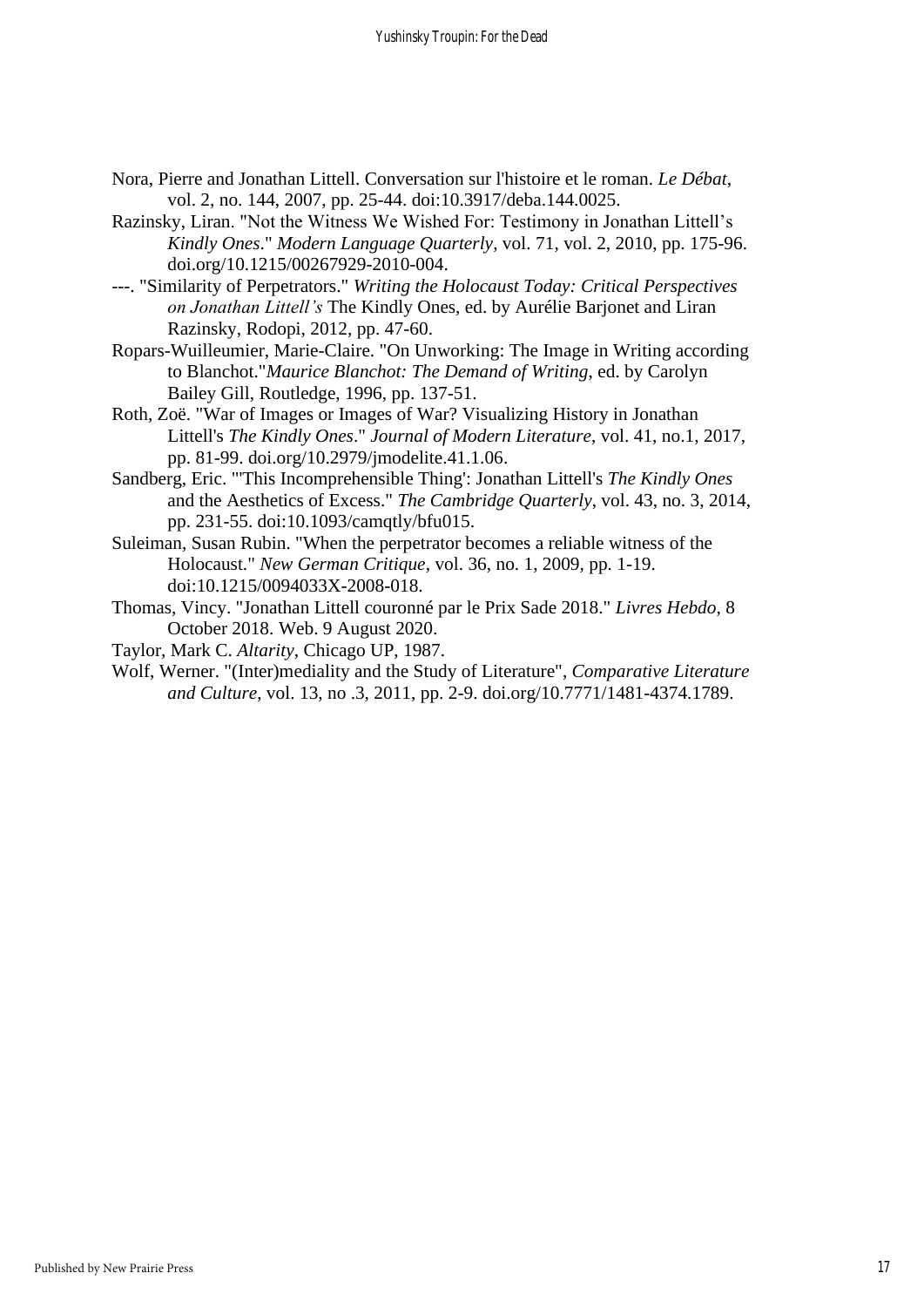Nora, Pierre and Jonathan Littell. Conversation sur l'histoire et le roman. *Le Débat*, vol. 2, no. 144, 2007, pp. 25-44. doi:10.3917/deba.144.0025.

Razinsky, Liran. "Not the Witness We Wished For: Testimony in Jonathan Littell's *Kindly Ones*." *Modern Language Quarterly*, vol. 71, vol. 2, 2010, pp. 175-96. doi.org/10.1215/00267929-2010-004.

---. "Similarity of Perpetrators." *Writing the Holocaust Today: Critical Perspectives on Jonathan Littell's* The Kindly Ones, ed. by Aurélie Barjonet and Liran Razinsky, Rodopi, 2012, pp. 47-60.

Ropars-Wuilleumier, Marie-Claire. "On Unworking: The Image in Writing according to Blanchot."*Maurice Blanchot: The Demand of Writing*, ed. by Carolyn Bailey Gill, Routledge, 1996, pp. 137-51.

Roth, Zoë. "War of Images or Images of War? Visualizing History in Jonathan Littell's *The Kindly Ones*." *Journal of Modern Literature*, vol. 41, no.1, 2017, pp. 81-99. doi.org/10.2979/jmodelite.41.1.06.

Sandberg, Eric. "'This Incomprehensible Thing': Jonathan Littell's *The Kindly Ones* and the Aesthetics of Excess." *The Cambridge Quarterly*, vol. 43, no. 3, 2014, pp. 231-55. doi:10.1093/camqtly/bfu015.

Suleiman, Susan Rubin. "When the perpetrator becomes a reliable witness of the Holocaust." *New German Critique*, vol. 36, no. 1, 2009, pp. 1-19. doi:10.1215/0094033X-2008-018.

Thomas, Vincy. "Jonathan Littell couronné par le Prix Sade 2018." *Livres Hebdo*, 8 October 2018. Web. 9 August 2020.

Taylor, Mark C. *Altarity*, Chicago UP, 1987.

Wolf, Werner. "(Inter)mediality and the Study of Literature", *Comparative Literature and Culture*, vol. 13, no .3, 2011, pp. 2-9. doi.org/10.7771/1481-4374.1789.